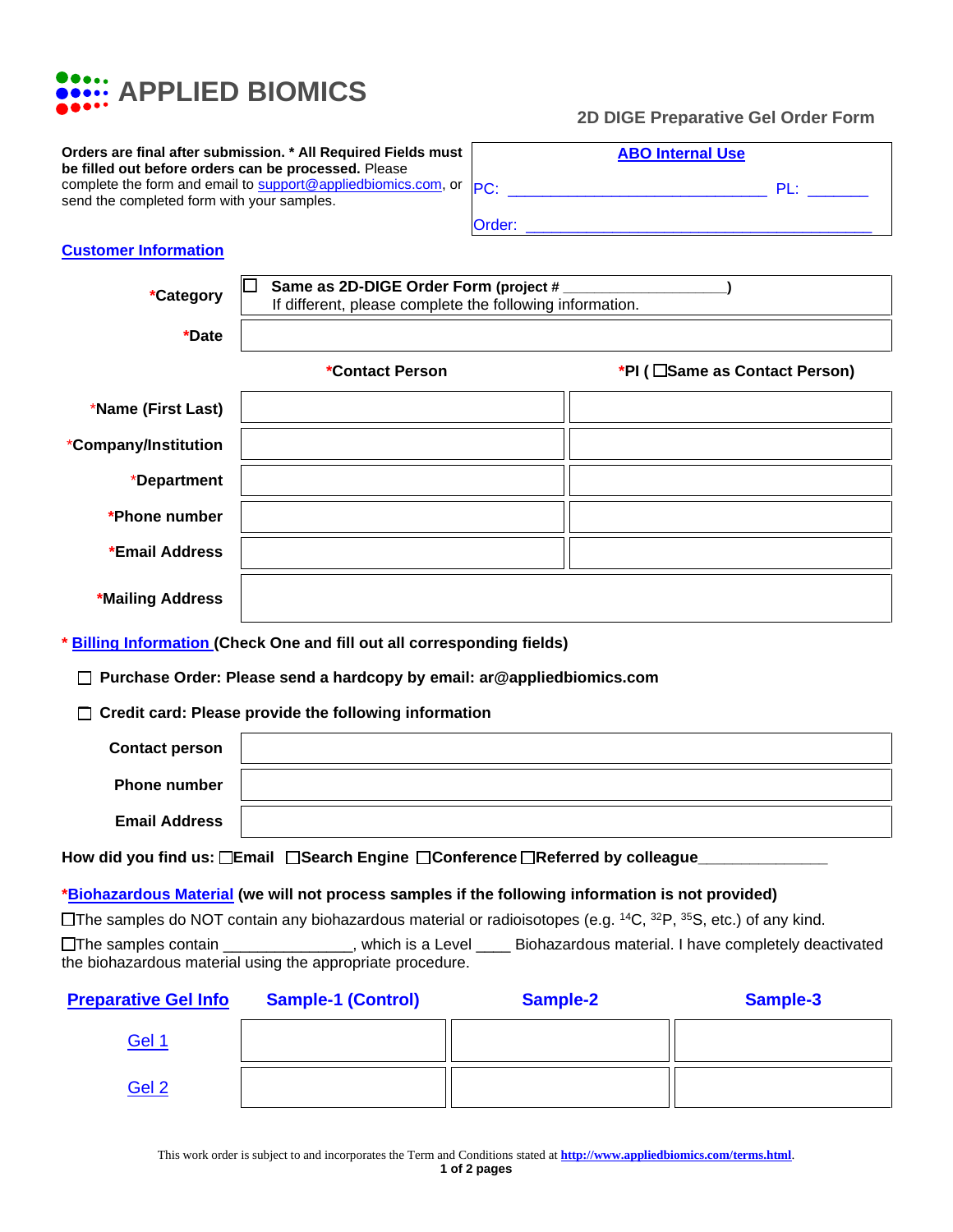# APPLIED BIOMICS

## 2D DIGE Preparative Gel Order Form

**Orders are final after submission. * All Required Fields must be filled out before orders can be processed.** Please complete the form and email to support@appliedbiomics.com, or send the completed form with your samples.

| ABO Internal Use | |
|---|---|
| PC: ______________________________ | PL: _______ |
| Order: ________________________________________ | |

### Customer Information

| | | |
|---|---|---|
| ***Category** | ☐ **Same as 2D-DIGE Order Form (project # ___________________)** If different, please complete the following information. | |
| ***Date** | | |
| | ***Contact Person** | ***PI (** ☐**Same as Contact Person)** |
| ***Name (First Last)** | | |
| ***Company/Institution** | | |
| ***Department** | | |
| ***Phone number** | | |
| ***Email Address** | | |
| ***Mailing Address** | | |

**\* Billing Information (Check One and fill out all corresponding fields)**

☐ **Purchase Order: Please send a hardcopy by email: ar@appliedbiomics.com**

☐ **Credit card: Please provide the following information**

| | |
|---|---|
| **Contact person** | |
| **Phone number** | |
| **Email Address** | |

**How did you find us:** ☐**Email** ☐**Search Engine** ☐**Conference** ☐**Referred by colleague**_______________

**\*Biohazardous Material (we will not process samples if the following information is not provided)**

☐The samples do NOT contain any biohazardous material or radioisotopes (e.g. $^{14}C$, $^{32}P$, $^{35}S$, etc.) of any kind.

☐The samples contain _______________, which is a Level ____ Biohazardous material. I have completely deactivated the biohazardous material using the appropriate procedure.

| Preparative Gel Info | Sample-1 (Control) | Sample-2 | Sample-3 |
|---|---|---|---|
| Gel 1 | | | |
| Gel 2 | | | |

This work order is subject to and incorporates the Term and Conditions stated at **http://www.appliedbiomics.com/terms.html**.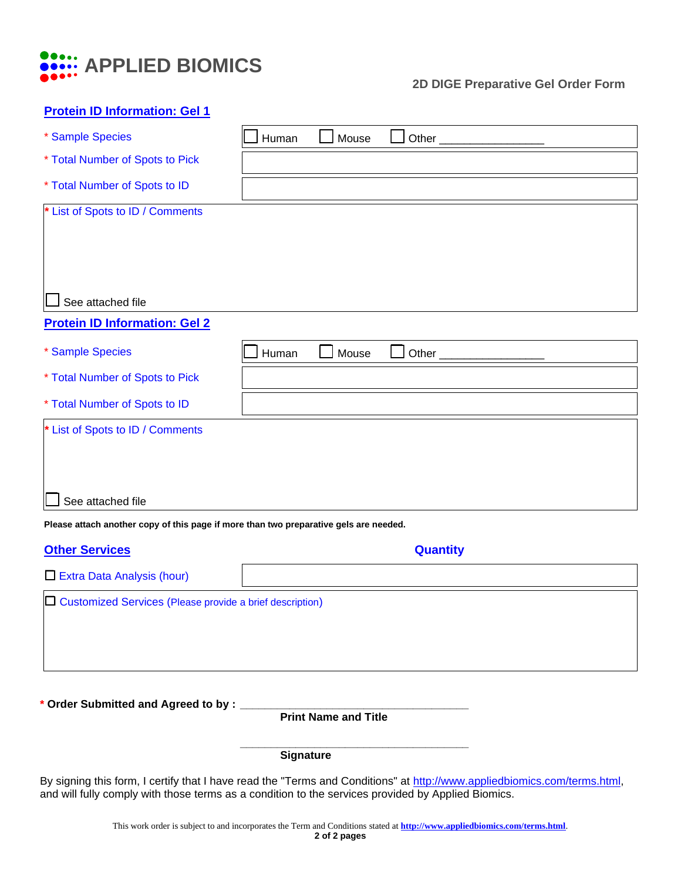# APPLIED BIOMICS

**2D DIGE Preparative Gel Order Form**

## Protein ID Information: Gel 1

| | |
|---|---|
| * Sample Species | ☐ Human ☐ Mouse ☐ Other ________________ |
| * Total Number of Spots to Pick | |
| * Total Number of Spots to ID | |

* List of Spots to ID / Comments

☐ See attached file

## Protein ID Information: Gel 2

| | |
|---|---|
| * Sample Species | ☐ Human ☐ Mouse ☐ Other ________________ |
| * Total Number of Spots to Pick | |
| * Total Number of Spots to ID | |

* List of Spots to ID / Comments

☐ See attached file

**Please attach another copy of this page if more than two preparative gels are needed.**

## Other Services

| Other Services | Quantity |
|---|---|
| ☐ Extra Data Analysis (hour) | |

☐ Customized Services (Please provide a brief description)

**\* Order Submitted and Agreed to by :** ______________________________________

**Print Name and Title**

______________________________________

**Signature**

By signing this form, I certify that I have read the "Terms and Conditions" at http://www.appliedbiomics.com/terms.html, and will fully comply with those terms as a condition to the services provided by Applied Biomics.

This work order is subject to and incorporates the Term and Conditions stated at **http://www.appliedbiomics.com/terms.html**.